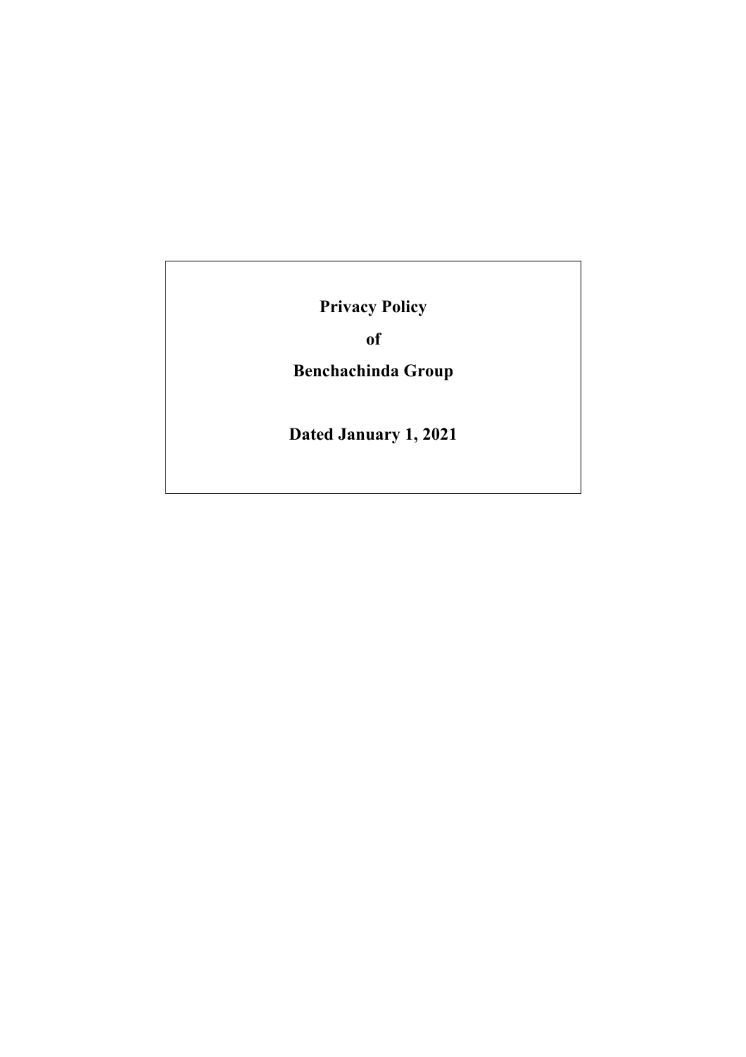# Privacy Policy

**of**

**Benchachinda Group**

**Dated January 1, 2021**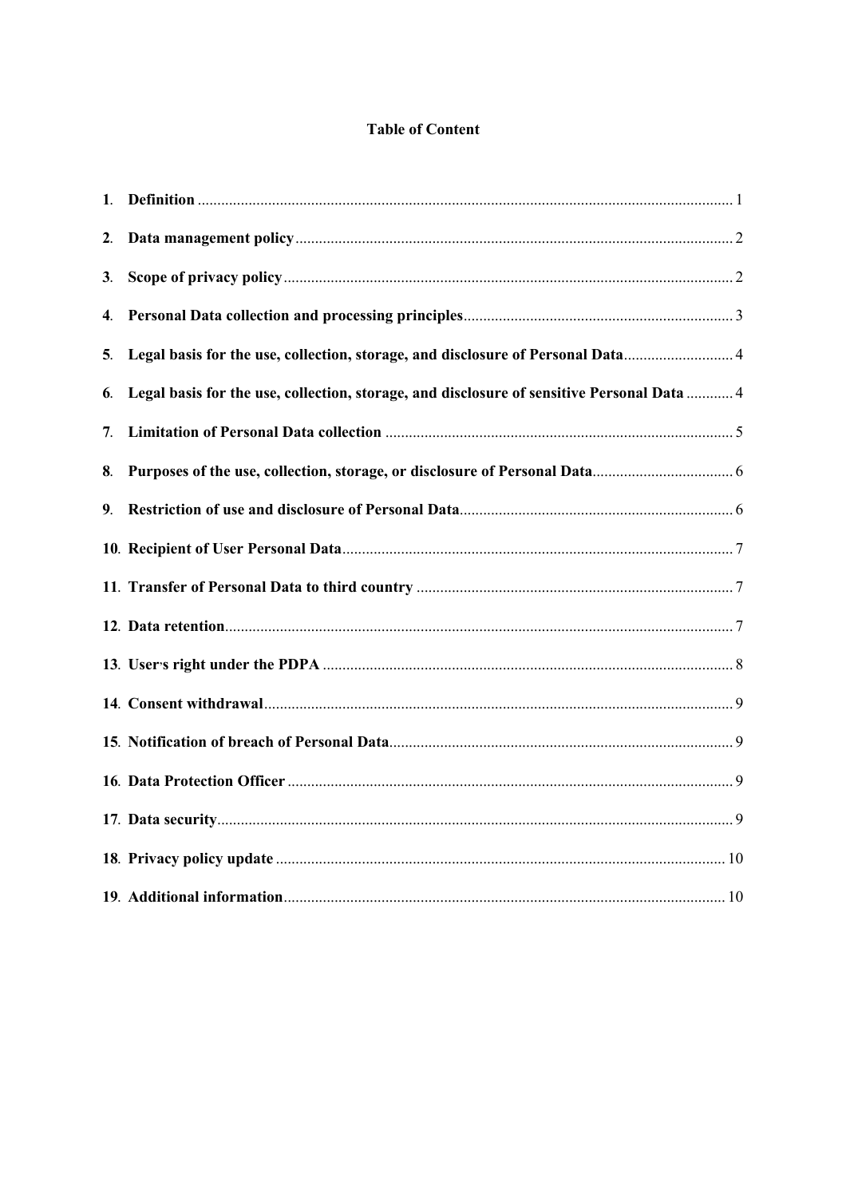# Table of Content

1. **Definition** ........................................................................ 1
2. **Data management policy** ........................................................................ 2
3. **Scope of privacy policy** ........................................................................ 2
4. **Personal Data collection and processing principles** ........................................................................ 3
5. **Legal basis for the use, collection, storage, and disclosure of Personal Data** ........................................................................ 4
6. **Legal basis for the use, collection, storage, and disclosure of sensitive Personal Data** ........................................................................ 4
7. **Limitation of Personal Data collection** ........................................................................ 5
8. **Purposes of the use, collection, storage, or disclosure of Personal Data** ........................................................................ 6
9. **Restriction of use and disclosure of Personal Data** ........................................................................ 6
10. **Recipient of User Personal Data** ........................................................................ 7
11. **Transfer of Personal Data to third country** ........................................................................ 7
12. **Data retention** ........................................................................ 7
13. **User's right under the PDPA** ........................................................................ 8
14. **Consent withdrawal** ........................................................................ 9
15. **Notification of breach of Personal Data** ........................................................................ 9
16. **Data Protection Officer** ........................................................................ 9
17. **Data security** ........................................................................ 9
18. **Privacy policy update** ........................................................................ 10
19. **Additional information** ........................................................................ 10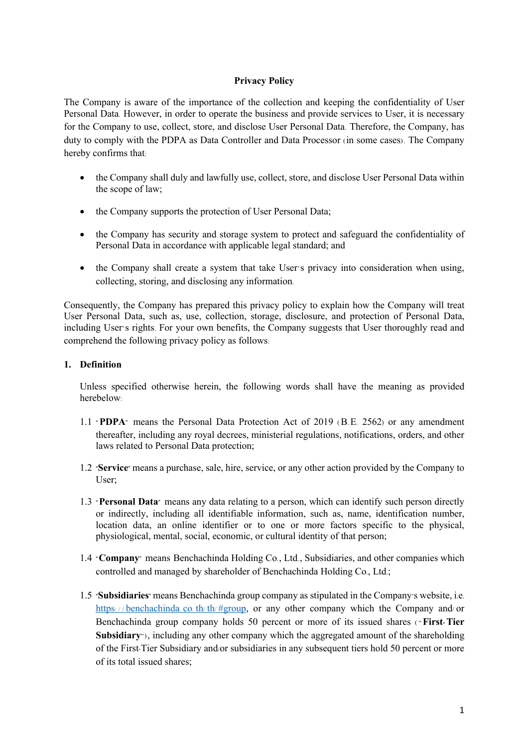# Privacy Policy

The Company is aware of the importance of the collection and keeping the confidentiality of User Personal Data. However, in order to operate the business and provide services to User, it is necessary for the Company to use, collect, store, and disclose User Personal Data. Therefore, the Company, has duty to comply with the PDPA as Data Controller and Data Processor (in some cases). The Company hereby confirms that:

- the Company shall duly and lawfully use, collect, store, and disclose User Personal Data within the scope of law;
- the Company supports the protection of User Personal Data;
- the Company has security and storage system to protect and safeguard the confidentiality of Personal Data in accordance with applicable legal standard; and
- the Company shall create a system that take User's privacy into consideration when using, collecting, storing, and disclosing any information.

Consequently, the Company has prepared this privacy policy to explain how the Company will treat User Personal Data, such as, use, collection, storage, disclosure, and protection of Personal Data, including User's rights. For your own benefits, the Company suggests that User thoroughly read and comprehend the following privacy policy as follows:

## 1. Definition

Unless specified otherwise herein, the following words shall have the meaning as provided herebelow:

1.1 "**PDPA**" means the Personal Data Protection Act of 2019 (B.E. 2562) or any amendment thereafter, including any royal decrees, ministerial regulations, notifications, orders, and other laws related to Personal Data protection;

1.2 "**Service**" means a purchase, sale, hire, service, or any other action provided by the Company to User;

1.3 "**Personal Data**" means any data relating to a person, which can identify such person directly or indirectly, including all identifiable information, such as, name, identification number, location data, an online identifier or to one or more factors specific to the physical, physiological, mental, social, economic, or cultural identity of that person;

1.4 "**Company**" means Benchachinda Holding Co., Ltd., Subsidiaries, and other companies which controlled and managed by shareholder of Benchachinda Holding Co., Ltd.;

1.5 "**Subsidiaries**" means Benchachinda group company as stipulated in the Company's website, i.e. https://benchachinda.co.th/th/#group, or any other company which the Company and/or Benchachinda group company holds 50 percent or more of its issued shares ("**First-Tier Subsidiary**"), including any other company which the aggregated amount of the shareholding of the First-Tier Subsidiary and/or subsidiaries in any subsequent tiers hold 50 percent or more of its total issued shares;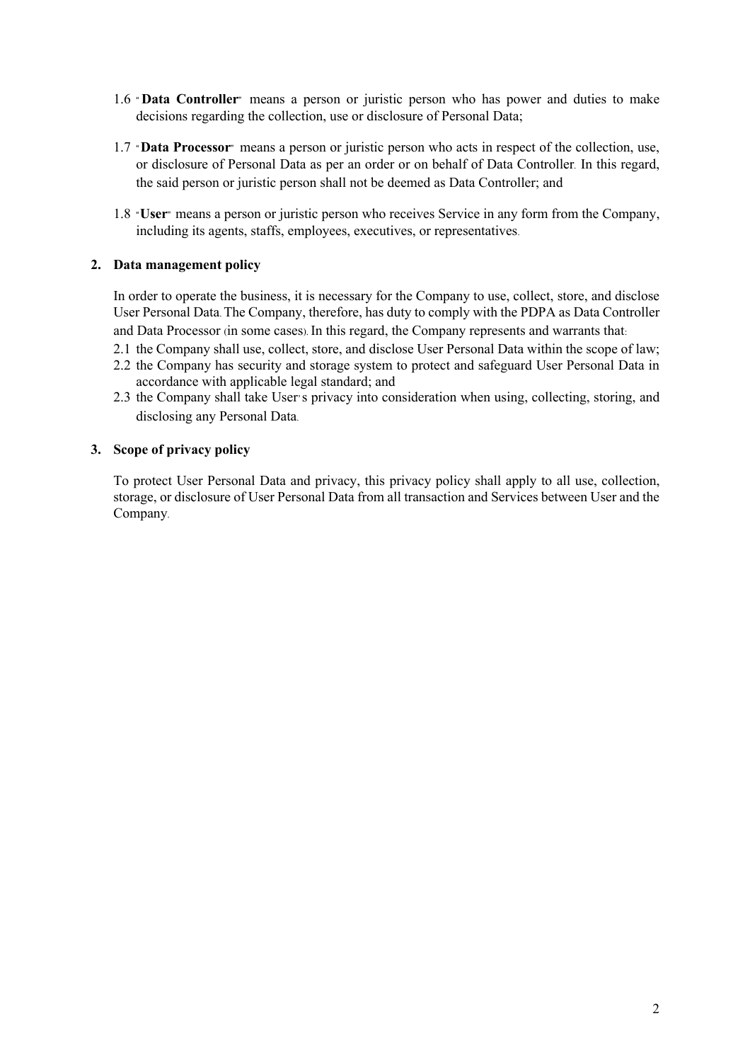1.6 "**Data Controller**" means a person or juristic person who has power and duties to make decisions regarding the collection, use or disclosure of Personal Data;

1.7 "**Data Processor**" means a person or juristic person who acts in respect of the collection, use, or disclosure of Personal Data as per an order or on behalf of Data Controller. In this regard, the said person or juristic person shall not be deemed as Data Controller; and

1.8 "**User**" means a person or juristic person who receives Service in any form from the Company, including its agents, staffs, employees, executives, or representatives.

## 2. Data management policy

In order to operate the business, it is necessary for the Company to use, collect, store, and disclose User Personal Data. The Company, therefore, has duty to comply with the PDPA as Data Controller and Data Processor (in some cases). In this regard, the Company represents and warrants that:

2.1 the Company shall use, collect, store, and disclose User Personal Data within the scope of law;

2.2 the Company has security and storage system to protect and safeguard User Personal Data in accordance with applicable legal standard; and

2.3 the Company shall take User's privacy into consideration when using, collecting, storing, and disclosing any Personal Data.

## 3. Scope of privacy policy

To protect User Personal Data and privacy, this privacy policy shall apply to all use, collection, storage, or disclosure of User Personal Data from all transaction and Services between User and the Company.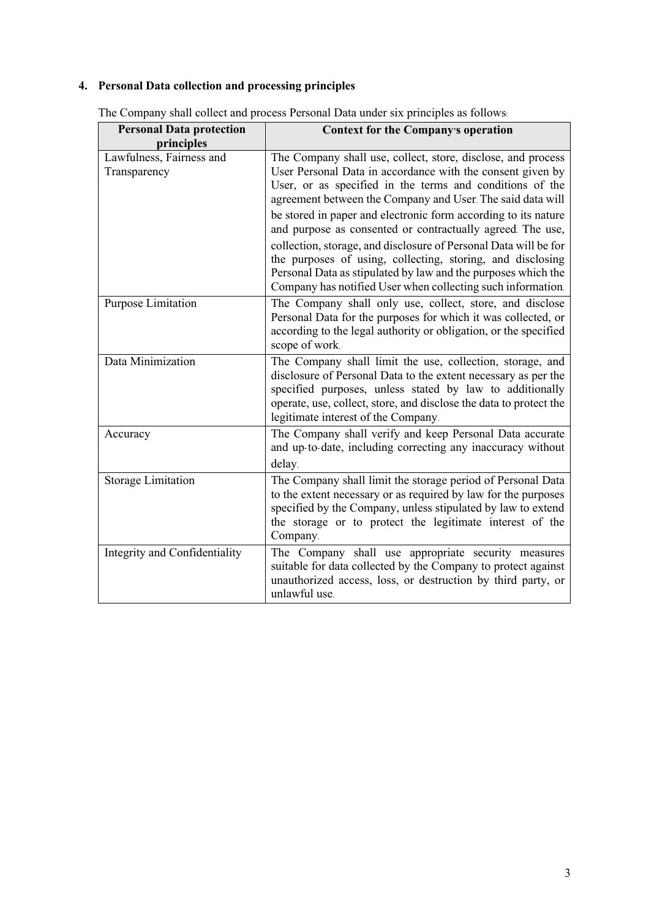## 4. Personal Data collection and processing principles

The Company shall collect and process Personal Data under six principles as follows:

| Personal Data protection principles | Context for the Company's operation |
|---|---|
| Lawfulness, Fairness and Transparency | The Company shall use, collect, store, disclose, and process User Personal Data in accordance with the consent given by User, or as specified in the terms and conditions of the agreement between the Company and User. The said data will be stored in paper and electronic form according to its nature and purpose as consented or contractually agreed. The use, collection, storage, and disclosure of Personal Data will be for the purposes of using, collecting, storing, and disclosing Personal Data as stipulated by law and the purposes which the Company has notified User when collecting such information. |
| Purpose Limitation | The Company shall only use, collect, store, and disclose Personal Data for the purposes for which it was collected, or according to the legal authority or obligation, or the specified scope of work. |
| Data Minimization | The Company shall limit the use, collection, storage, and disclosure of Personal Data to the extent necessary as per the specified purposes, unless stated by law to additionally operate, use, collect, store, and disclose the data to protect the legitimate interest of the Company. |
| Accuracy | The Company shall verify and keep Personal Data accurate and up-to-date, including correcting any inaccuracy without delay. |
| Storage Limitation | The Company shall limit the storage period of Personal Data to the extent necessary or as required by law for the purposes specified by the Company, unless stipulated by law to extend the storage or to protect the legitimate interest of the Company. |
| Integrity and Confidentiality | The Company shall use appropriate security measures suitable for data collected by the Company to protect against unauthorized access, loss, or destruction by third party, or unlawful use. |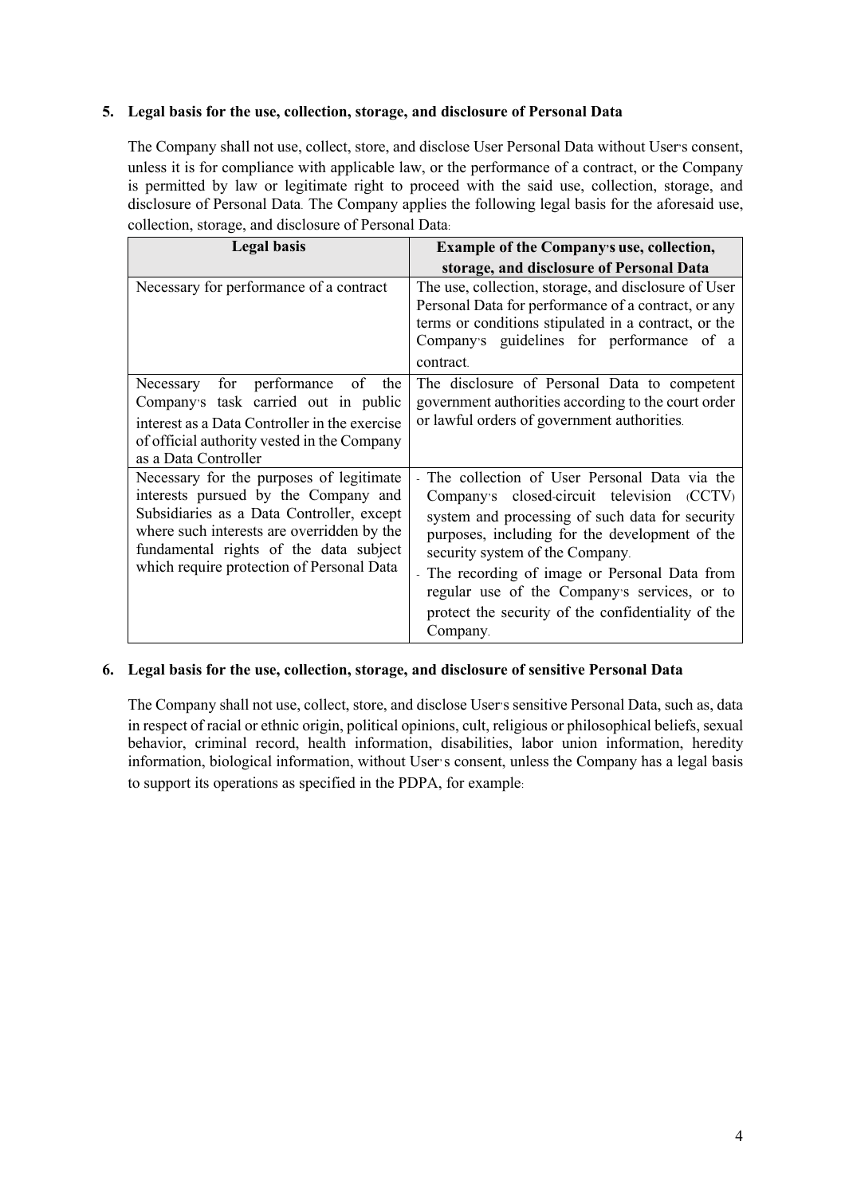## 5. Legal basis for the use, collection, storage, and disclosure of Personal Data

The Company shall not use, collect, store, and disclose User Personal Data without User's consent, unless it is for compliance with applicable law, or the performance of a contract, or the Company is permitted by law or legitimate right to proceed with the said use, collection, storage, and disclosure of Personal Data. The Company applies the following legal basis for the aforesaid use, collection, storage, and disclosure of Personal Data:

| Legal basis | Example of the Company's use, collection, storage, and disclosure of Personal Data |
|---|---|
| Necessary for performance of a contract | The use, collection, storage, and disclosure of User Personal Data for performance of a contract, or any terms or conditions stipulated in a contract, or the Company's guidelines for performance of a contract. |
| Necessary for performance of the Company's task carried out in public interest as a Data Controller in the exercise of official authority vested in the Company as a Data Controller | The disclosure of Personal Data to competent government authorities according to the court order or lawful orders of government authorities. |
| Necessary for the purposes of legitimate interests pursued by the Company and Subsidiaries as a Data Controller, except where such interests are overridden by the fundamental rights of the data subject which require protection of Personal Data | - The collection of User Personal Data via the Company's closed-circuit television (CCTV) system and processing of such data for security purposes, including for the development of the security system of the Company.<br>- The recording of image or Personal Data from regular use of the Company's services, or to protect the security of the confidentiality of the Company. |

## 6. Legal basis for the use, collection, storage, and disclosure of sensitive Personal Data

The Company shall not use, collect, store, and disclose User's sensitive Personal Data, such as, data in respect of racial or ethnic origin, political opinions, cult, religious or philosophical beliefs, sexual behavior, criminal record, health information, disabilities, labor union information, heredity information, biological information, without User's consent, unless the Company has a legal basis to support its operations as specified in the PDPA, for example: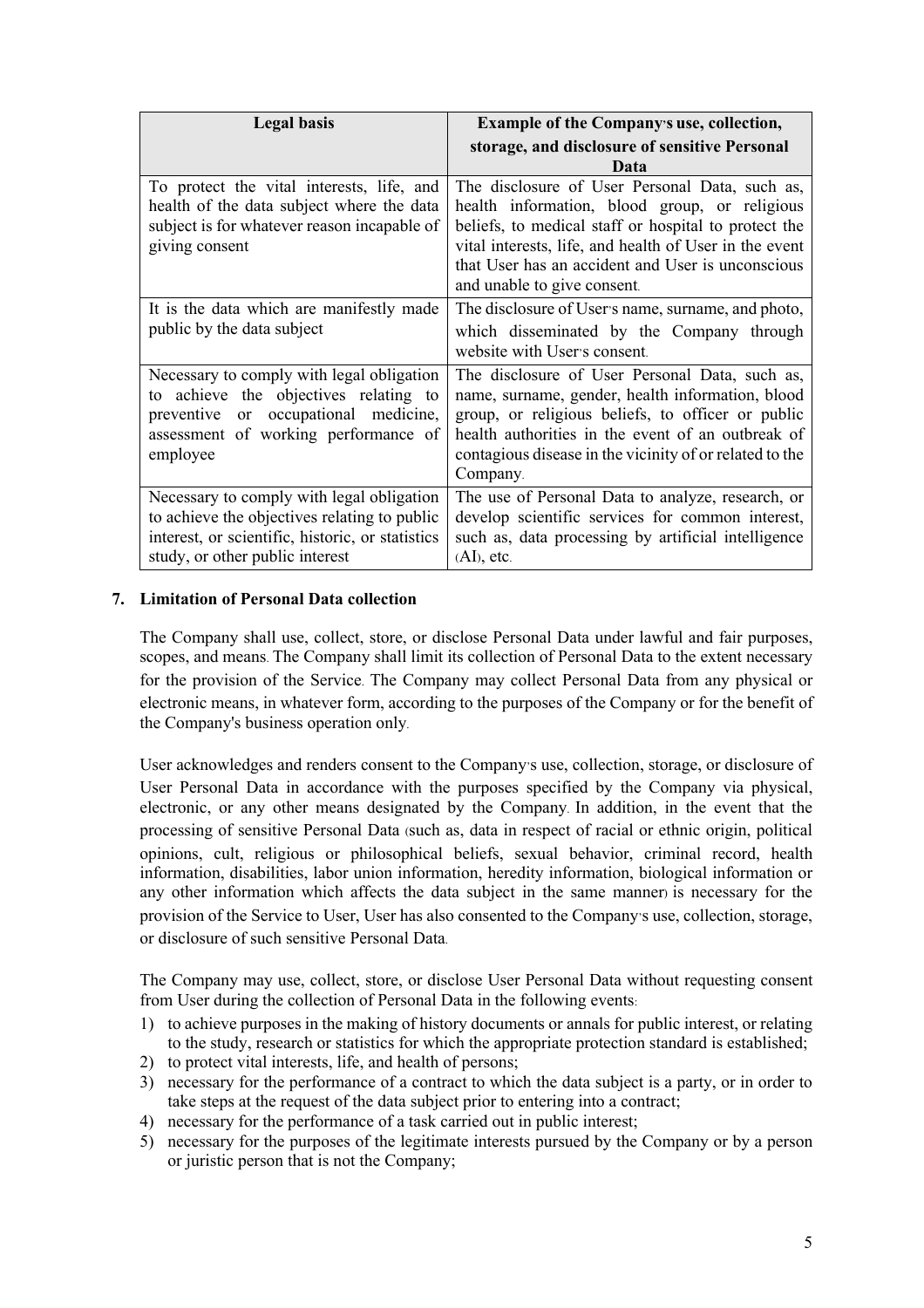| Legal basis | Example of the Company's use, collection, storage, and disclosure of sensitive Personal Data |
| --- | --- |
| To protect the vital interests, life, and health of the data subject where the data subject is for whatever reason incapable of giving consent | The disclosure of User Personal Data, such as, health information, blood group, or religious beliefs, to medical staff or hospital to protect the vital interests, life, and health of User in the event that User has an accident and User is unconscious and unable to give consent. |
| It is the data which are manifestly made public by the data subject | The disclosure of User's name, surname, and photo, which disseminated by the Company through website with User's consent. |
| Necessary to comply with legal obligation to achieve the objectives relating to preventive or occupational medicine, assessment of working performance of employee | The disclosure of User Personal Data, such as, name, surname, gender, health information, blood group, or religious beliefs, to officer or public health authorities in the event of an outbreak of contagious disease in the vicinity of or related to the Company. |
| Necessary to comply with legal obligation to achieve the objectives relating to public interest, or scientific, historic, or statistics study, or other public interest | The use of Personal Data to analyze, research, or develop scientific services for common interest, such as, data processing by artificial intelligence (AI), etc. |

**7. Limitation of Personal Data collection**

The Company shall use, collect, store, or disclose Personal Data under lawful and fair purposes, scopes, and means. The Company shall limit its collection of Personal Data to the extent necessary for the provision of the Service. The Company may collect Personal Data from any physical or electronic means, in whatever form, according to the purposes of the Company or for the benefit of the Company's business operation only.

User acknowledges and renders consent to the Company's use, collection, storage, or disclosure of User Personal Data in accordance with the purposes specified by the Company via physical, electronic, or any other means designated by the Company. In addition, in the event that the processing of sensitive Personal Data (such as, data in respect of racial or ethnic origin, political opinions, cult, religious or philosophical beliefs, sexual behavior, criminal record, health information, disabilities, labor union information, heredity information, biological information or any other information which affects the data subject in the same manner) is necessary for the provision of the Service to User, User has also consented to the Company's use, collection, storage, or disclosure of such sensitive Personal Data.

The Company may use, collect, store, or disclose User Personal Data without requesting consent from User during the collection of Personal Data in the following events:

1) to achieve purposes in the making of history documents or annals for public interest, or relating to the study, research or statistics for which the appropriate protection standard is established;
2) to protect vital interests, life, and health of persons;
3) necessary for the performance of a contract to which the data subject is a party, or in order to take steps at the request of the data subject prior to entering into a contract;
4) necessary for the performance of a task carried out in public interest;
5) necessary for the purposes of the legitimate interests pursued by the Company or by a person or juristic person that is not the Company;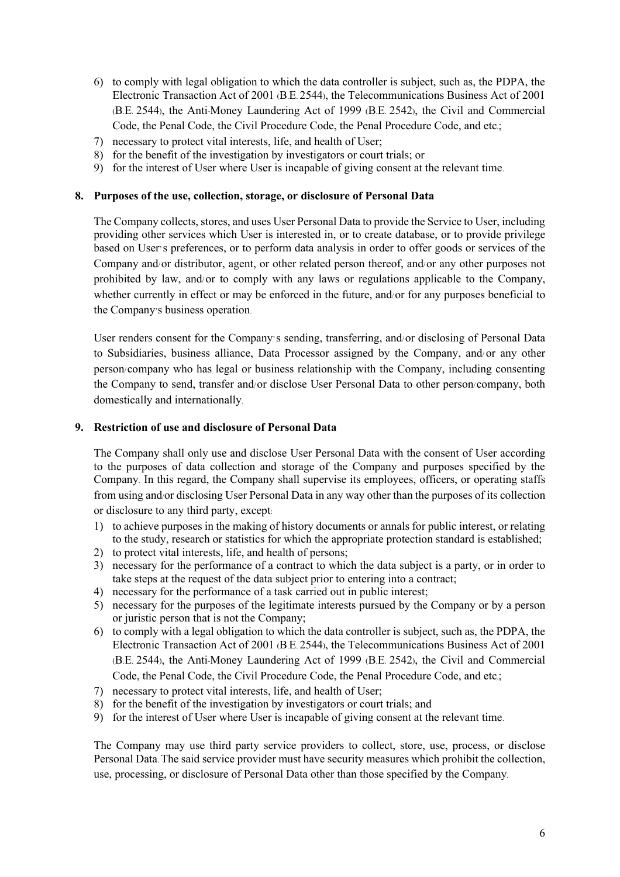6) to comply with legal obligation to which the data controller is subject, such as, the PDPA, the Electronic Transaction Act of 2001 (B.E. 2544), the Telecommunications Business Act of 2001 (B.E. 2544), the Anti-Money Laundering Act of 1999 (B.E. 2542), the Civil and Commercial Code, the Penal Code, the Civil Procedure Code, the Penal Procedure Code, and etc.;
7) necessary to protect vital interests, life, and health of User;
8) for the benefit of the investigation by investigators or court trials; or
9) for the interest of User where User is incapable of giving consent at the relevant time.

## 8. Purposes of the use, collection, storage, or disclosure of Personal Data

The Company collects, stores, and uses User Personal Data to provide the Service to User, including providing other services which User is interested in, or to create database, or to provide privilege based on User's preferences, or to perform data analysis in order to offer goods or services of the Company and/or distributor, agent, or other related person thereof, and/or any other purposes not prohibited by law, and/or to comply with any laws or regulations applicable to the Company, whether currently in effect or may be enforced in the future, and/or for any purposes beneficial to the Company's business operation.

User renders consent for the Company's sending, transferring, and/or disclosing of Personal Data to Subsidiaries, business alliance, Data Processor assigned by the Company, and/or any other person/company who has legal or business relationship with the Company, including consenting the Company to send, transfer and/or disclose User Personal Data to other person/company, both domestically and internationally.

## 9. Restriction of use and disclosure of Personal Data

The Company shall only use and disclose User Personal Data with the consent of User according to the purposes of data collection and storage of the Company and purposes specified by the Company. In this regard, the Company shall supervise its employees, officers, or operating staffs from using and/or disclosing User Personal Data in any way other than the purposes of its collection or disclosure to any third party, except:

1) to achieve purposes in the making of history documents or annals for public interest, or relating to the study, research or statistics for which the appropriate protection standard is established;
2) to protect vital interests, life, and health of persons;
3) necessary for the performance of a contract to which the data subject is a party, or in order to take steps at the request of the data subject prior to entering into a contract;
4) necessary for the performance of a task carried out in public interest;
5) necessary for the purposes of the legitimate interests pursued by the Company or by a person or juristic person that is not the Company;
6) to comply with a legal obligation to which the data controller is subject, such as, the PDPA, the Electronic Transaction Act of 2001 (B.E. 2544), the Telecommunications Business Act of 2001 (B.E. 2544), the Anti-Money Laundering Act of 1999 (B.E. 2542), the Civil and Commercial Code, the Penal Code, the Civil Procedure Code, the Penal Procedure Code, and etc.;
7) necessary to protect vital interests, life, and health of User;
8) for the benefit of the investigation by investigators or court trials; and
9) for the interest of User where User is incapable of giving consent at the relevant time.

The Company may use third party service providers to collect, store, use, process, or disclose Personal Data. The said service provider must have security measures which prohibit the collection, use, processing, or disclosure of Personal Data other than those specified by the Company.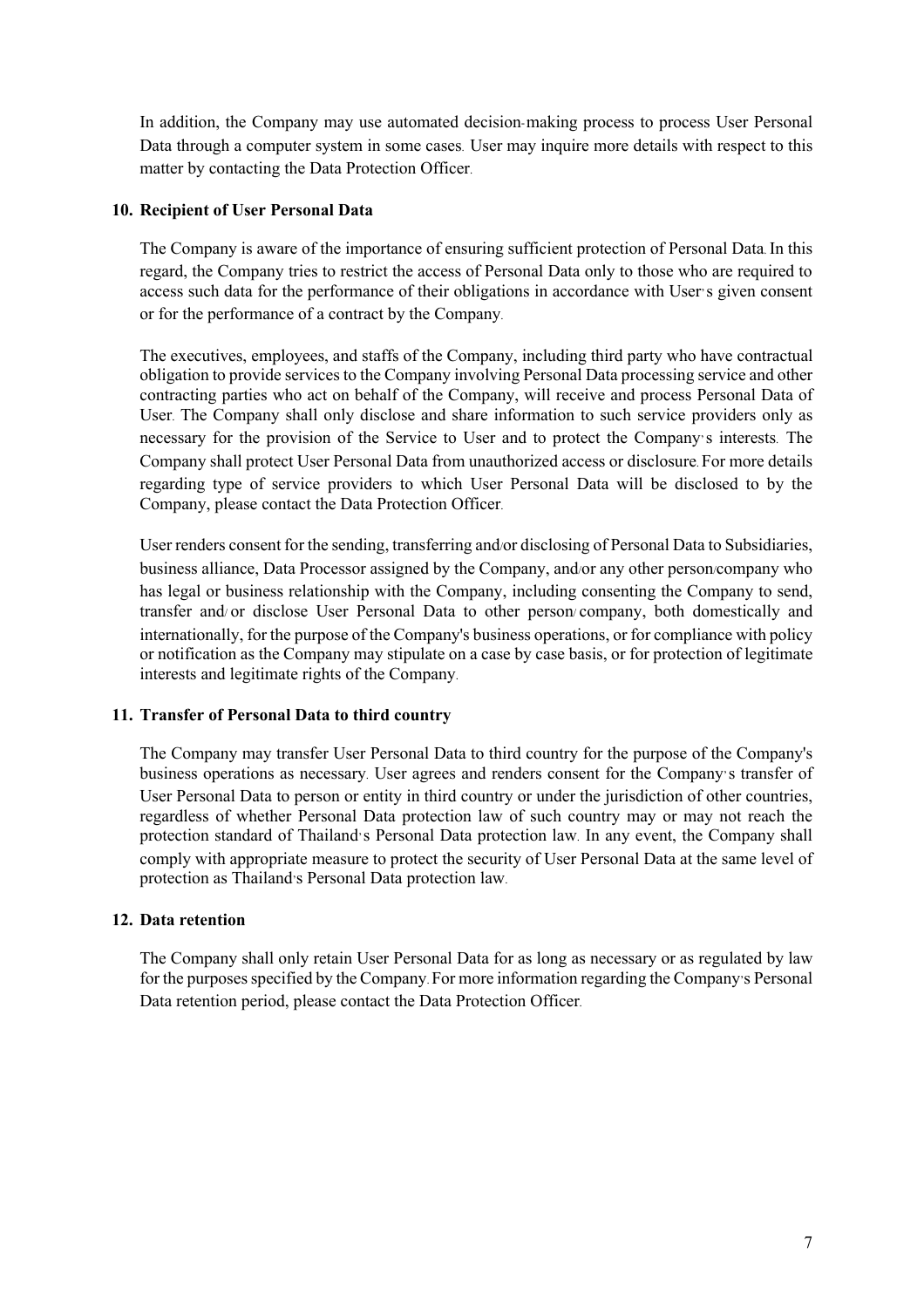In addition, the Company may use automated decision-making process to process User Personal Data through a computer system in some cases. User may inquire more details with respect to this matter by contacting the Data Protection Officer.

## 10. Recipient of User Personal Data

The Company is aware of the importance of ensuring sufficient protection of Personal Data. In this regard, the Company tries to restrict the access of Personal Data only to those who are required to access such data for the performance of their obligations in accordance with User's given consent or for the performance of a contract by the Company.

The executives, employees, and staffs of the Company, including third party who have contractual obligation to provide services to the Company involving Personal Data processing service and other contracting parties who act on behalf of the Company, will receive and process Personal Data of User. The Company shall only disclose and share information to such service providers only as necessary for the provision of the Service to User and to protect the Company's interests. The Company shall protect User Personal Data from unauthorized access or disclosure. For more details regarding type of service providers to which User Personal Data will be disclosed to by the Company, please contact the Data Protection Officer.

User renders consent for the sending, transferring and/or disclosing of Personal Data to Subsidiaries, business alliance, Data Processor assigned by the Company, and/or any other person/company who has legal or business relationship with the Company, including consenting the Company to send, transfer and/or disclose User Personal Data to other person/company, both domestically and internationally, for the purpose of the Company's business operations, or for compliance with policy or notification as the Company may stipulate on a case by case basis, or for protection of legitimate interests and legitimate rights of the Company.

## 11. Transfer of Personal Data to third country

The Company may transfer User Personal Data to third country for the purpose of the Company's business operations as necessary. User agrees and renders consent for the Company's transfer of User Personal Data to person or entity in third country or under the jurisdiction of other countries, regardless of whether Personal Data protection law of such country may or may not reach the protection standard of Thailand's Personal Data protection law. In any event, the Company shall comply with appropriate measure to protect the security of User Personal Data at the same level of protection as Thailand's Personal Data protection law.

## 12. Data retention

The Company shall only retain User Personal Data for as long as necessary or as regulated by law for the purposes specified by the Company. For more information regarding the Company's Personal Data retention period, please contact the Data Protection Officer.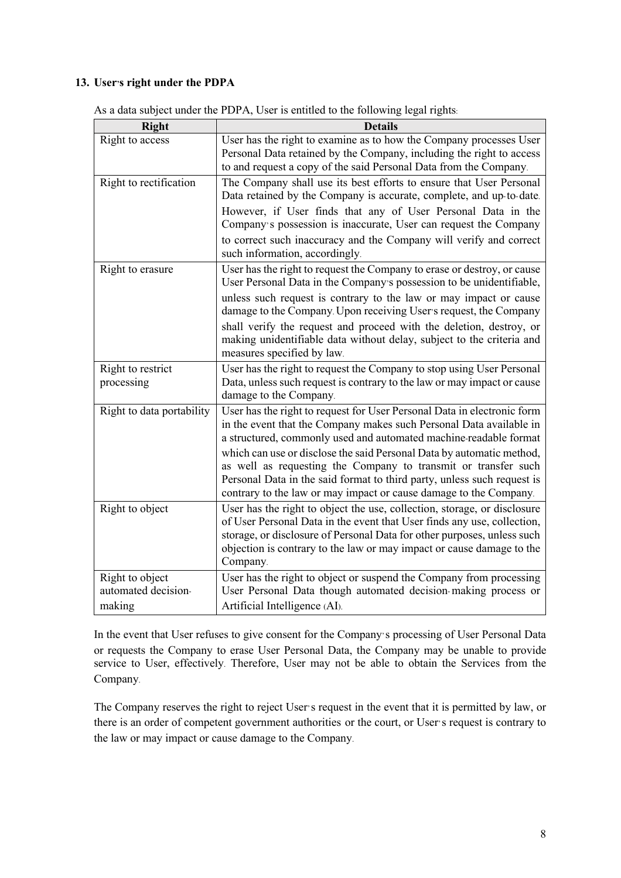## 13. User's right under the PDPA

As a data subject under the PDPA, User is entitled to the following legal rights:

| Right | Details |
|---|---|
| Right to access | User has the right to examine as to how the Company processes User Personal Data retained by the Company, including the right to access to and request a copy of the said Personal Data from the Company. |
| Right to rectification | The Company shall use its best efforts to ensure that User Personal Data retained by the Company is accurate, complete, and up-to-date. However, if User finds that any of User Personal Data in the Company's possession is inaccurate, User can request the Company to correct such inaccuracy and the Company will verify and correct such information, accordingly. |
| Right to erasure | User has the right to request the Company to erase or destroy, or cause User Personal Data in the Company's possession to be unidentifiable, unless such request is contrary to the law or may impact or cause damage to the Company. Upon receiving User's request, the Company shall verify the request and proceed with the deletion, destroy, or making unidentifiable data without delay, subject to the criteria and measures specified by law. |
| Right to restrict processing | User has the right to request the Company to stop using User Personal Data, unless such request is contrary to the law or may impact or cause damage to the Company. |
| Right to data portability | User has the right to request for User Personal Data in electronic form in the event that the Company makes such Personal Data available in a structured, commonly used and automated machine-readable format which can use or disclose the said Personal Data by automatic method, as well as requesting the Company to transmit or transfer such Personal Data in the said format to third party, unless such request is contrary to the law or may impact or cause damage to the Company. |
| Right to object | User has the right to object the use, collection, storage, or disclosure of User Personal Data in the event that User finds any use, collection, storage, or disclosure of Personal Data for other purposes, unless such objection is contrary to the law or may impact or cause damage to the Company. |
| Right to object automated decision-making | User has the right to object or suspend the Company from processing User Personal Data though automated decision-making process or Artificial Intelligence (AI). |

In the event that User refuses to give consent for the Company's processing of User Personal Data or requests the Company to erase User Personal Data, the Company may be unable to provide service to User, effectively. Therefore, User may not be able to obtain the Services from the Company.

The Company reserves the right to reject User's request in the event that it is permitted by law, or there is an order of competent government authorities or the court, or User's request is contrary to the law or may impact or cause damage to the Company.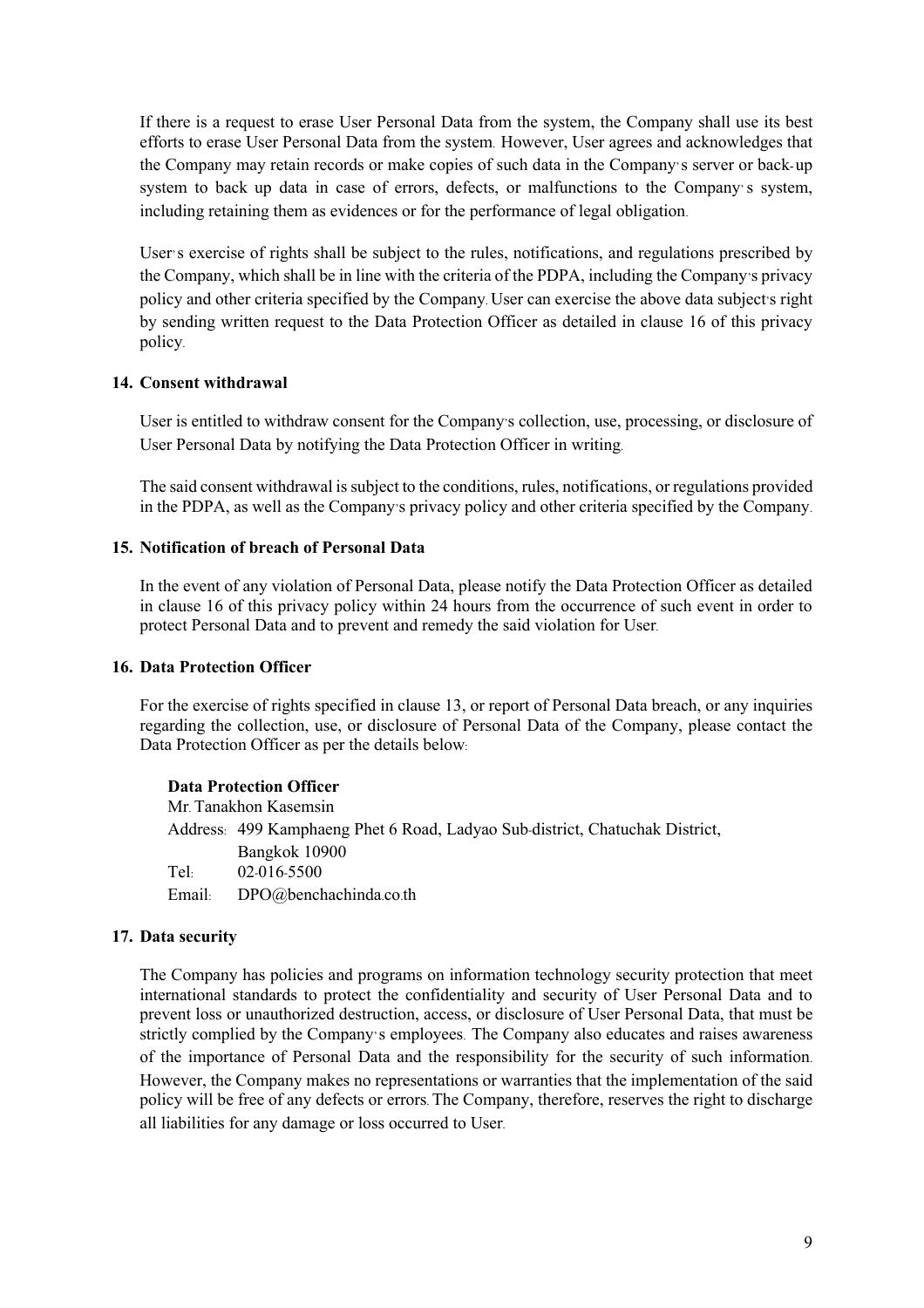If there is a request to erase User Personal Data from the system, the Company shall use its best efforts to erase User Personal Data from the system. However, User agrees and acknowledges that the Company may retain records or make copies of such data in the Company's server or back-up system to back up data in case of errors, defects, or malfunctions to the Company's system, including retaining them as evidences or for the performance of legal obligation.

User's exercise of rights shall be subject to the rules, notifications, and regulations prescribed by the Company, which shall be in line with the criteria of the PDPA, including the Company's privacy policy and other criteria specified by the Company. User can exercise the above data subject's right by sending written request to the Data Protection Officer as detailed in clause 16 of this privacy policy.

## 14. Consent withdrawal

User is entitled to withdraw consent for the Company's collection, use, processing, or disclosure of User Personal Data by notifying the Data Protection Officer in writing.

The said consent withdrawal is subject to the conditions, rules, notifications, or regulations provided in the PDPA, as well as the Company's privacy policy and other criteria specified by the Company.

## 15. Notification of breach of Personal Data

In the event of any violation of Personal Data, please notify the Data Protection Officer as detailed in clause 16 of this privacy policy within 24 hours from the occurrence of such event in order to protect Personal Data and to prevent and remedy the said violation for User.

## 16. Data Protection Officer

For the exercise of rights specified in clause 13, or report of Personal Data breach, or any inquiries regarding the collection, use, or disclosure of Personal Data of the Company, please contact the Data Protection Officer as per the details below:

**Data Protection Officer**
Mr. Tanakhon Kasemsin
Address: 499 Kamphaeng Phet 6 Road, Ladyao Sub-district, Chatuchak District, Bangkok 10900
Tel: 02-016-5500
Email: DPO@benchachinda.co.th

## 17. Data security

The Company has policies and programs on information technology security protection that meet international standards to protect the confidentiality and security of User Personal Data and to prevent loss or unauthorized destruction, access, or disclosure of User Personal Data, that must be strictly complied by the Company's employees. The Company also educates and raises awareness of the importance of Personal Data and the responsibility for the security of such information. However, the Company makes no representations or warranties that the implementation of the said policy will be free of any defects or errors. The Company, therefore, reserves the right to discharge all liabilities for any damage or loss occurred to User.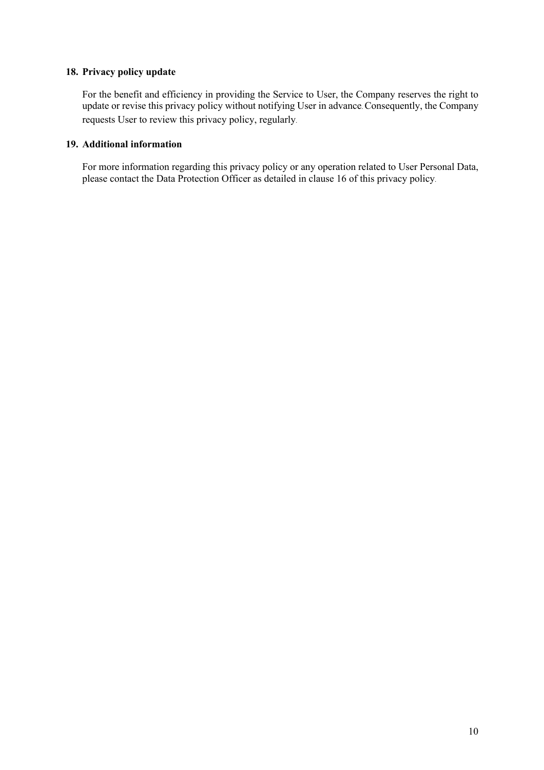## 18. Privacy policy update

For the benefit and efficiency in providing the Service to User, the Company reserves the right to update or revise this privacy policy without notifying User in advance. Consequently, the Company requests User to review this privacy policy, regularly.

## 19. Additional information

For more information regarding this privacy policy or any operation related to User Personal Data, please contact the Data Protection Officer as detailed in clause 16 of this privacy policy.